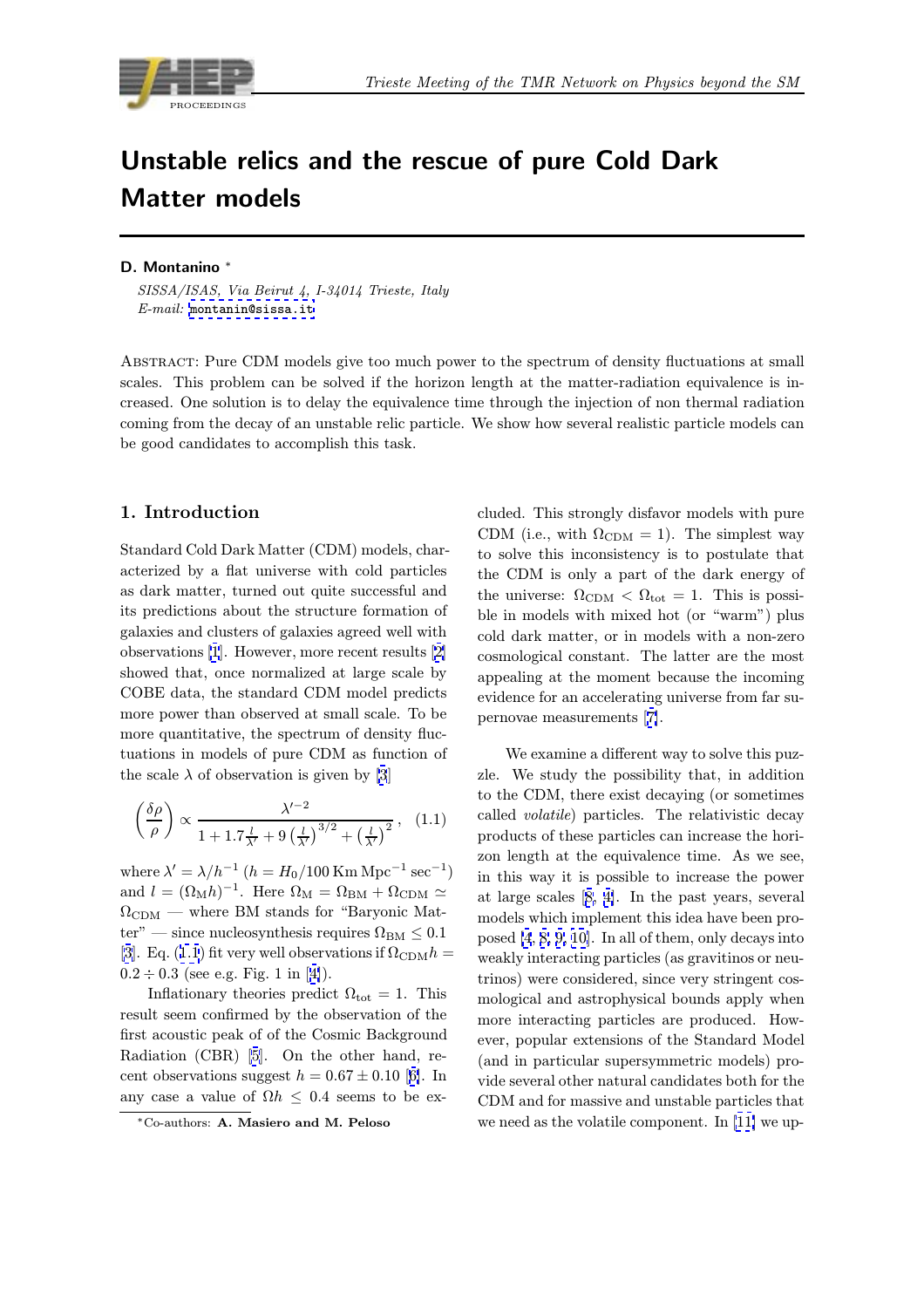# Unstable relics and the rescue of pure Cold Dark Matter models

**D. Montanino** *

*SISSA/ISAS, Via Beirut 4, I-34014 Trieste, Italy*
*E-mail:* montanin@sissa.it

Abstract: Pure CDM models give too much power to the spectrum of density fluctuations at small scales. This problem can be solved if the horizon length at the matter-radiation equivalence is increased. One solution is to delay the equivalence time through the injection of non thermal radiation coming from the decay of an unstable relic particle. We show how several realistic particle models can be good candidates to accomplish this task.

## 1. Introduction

Standard Cold Dark Matter (CDM) models, characterized by a flat universe with cold particles as dark matter, turned out quite successful and its predictions about the structure formation of galaxies and clusters of galaxies agreed well with observations [1]. However, more recent results [2] showed that, once normalized at large scale by COBE data, the standard CDM model predicts more power than observed at small scale. To be more quantitative, the spectrum of density fluctuations in models of pure CDM as function of the scale $\lambda$ of observation is given by [3]

$$\left(\frac{\delta\rho}{\rho}\right) \propto \frac{\lambda'^{-2}}{1 + 1.7\frac{l}{\lambda'} + 9\left(\frac{l}{\lambda'}\right)^{3/2} + \left(\frac{l}{\lambda'}\right)^{2}}, \quad (1.1)$$

where $\lambda' = \lambda/h^{-1}$ ($h = H_0/100\,\mathrm{Km\,Mpc^{-1}\,sec^{-1}}$) and $l = (\Omega_{\rm M}h)^{-1}$. Here $\Omega_{\rm M} = \Omega_{\rm BM} + \Omega_{\rm CDM} \simeq \Omega_{\rm CDM}$ — where BM stands for "Baryonic Matter" — since nucleosynthesis requires $\Omega_{\rm BM} \leq 0.1$ [3]. Eq. (1.1) fit very well observations if $\Omega_{\rm CDM}h = 0.2 \div 0.3$ (see e.g. Fig. 1 in [4]).

Inflationary theories predict $\Omega_{\rm tot} = 1$. This result seem confirmed by the observation of the first acoustic peak of of the Cosmic Background Radiation (CBR) [5]. On the other hand, recent observations suggest $h = 0.67 \pm 0.10$ [6]. In any case a value of $\Omega h \leq 0.4$ seems to be excluded. This strongly disfavor models with pure CDM (i.e., with $\Omega_{\rm CDM} = 1$). The simplest way to solve this inconsistency is to postulate that the CDM is only a part of the dark energy of the universe: $\Omega_{\rm CDM} < \Omega_{\rm tot} = 1$. This is possible in models with mixed hot (or "warm") plus cold dark matter, or in models with a non-zero cosmological constant. The latter are the most appealing at the moment because the incoming evidence for an accelerating universe from far supernovae measurements [7].

We examine a different way to solve this puzzle. We study the possibility that, in addition to the CDM, there exist decaying (or sometimes called *volatile*) particles. The relativistic decay products of these particles can increase the horizon length at the equivalence time. As we see, in this way it is possible to increase the power at large scales [8, 4]. In the past years, several models which implement this idea have been proposed [4, 8, 9, 10]. In all of them, only decays into weakly interacting particles (as gravitinos or neutrinos) were considered, since very stringent cosmological and astrophysical bounds apply when more interacting particles are produced. However, popular extensions of the Standard Model (and in particular supersymmetric models) provide several other natural candidates both for the CDM and for massive and unstable particles that we need as the volatile component. In [11] we up-

*Co-authors: **A. Masiero and M. Peloso**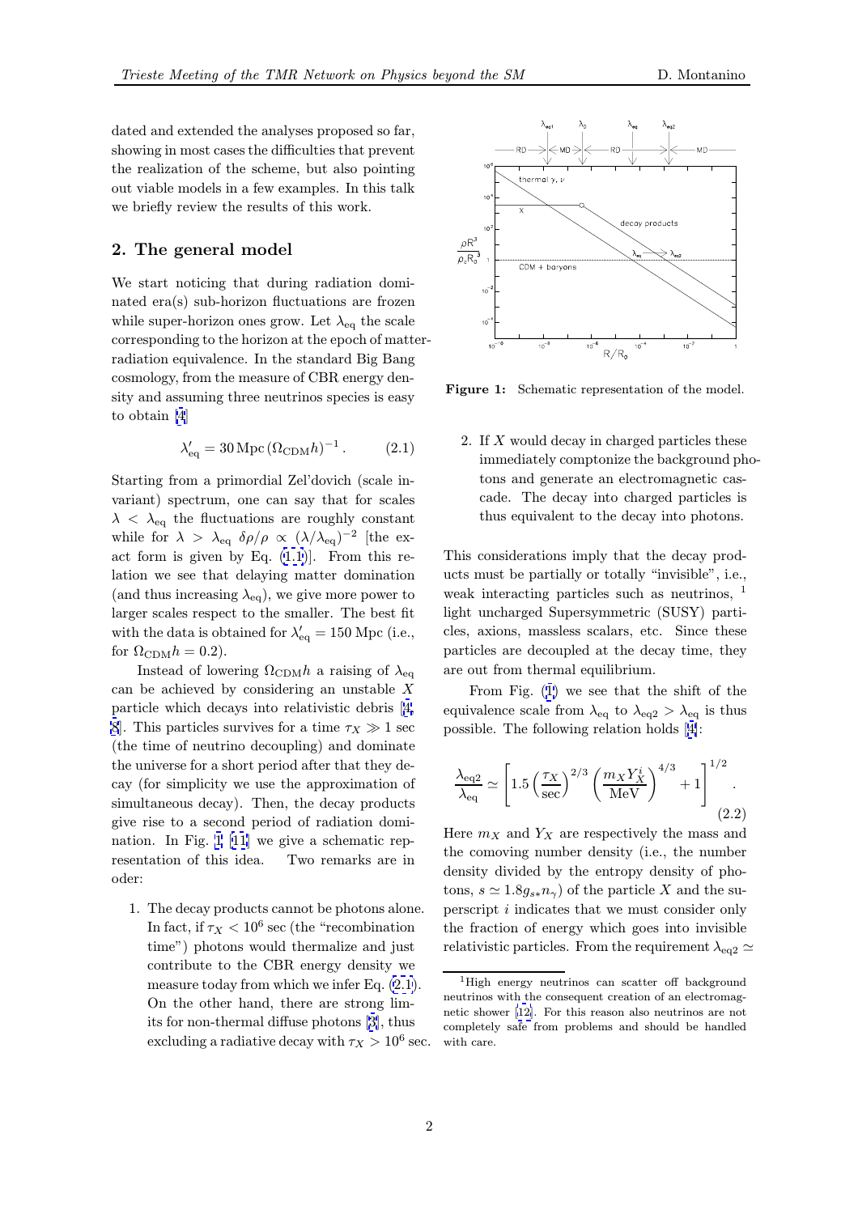dated and extended the analyses proposed so far, showing in most cases the difficulties that prevent the realization of the scheme, but also pointing out viable models in a few examples. In this talk we briefly review the results of this work.

## 2. The general model

We start noticing that during radiation dominated era(s) sub-horizon fluctuations are frozen while super-horizon ones grow. Let $\lambda_{\rm eq}$ the scale corresponding to the horizon at the epoch of matter-radiation equivalence. In the standard Big Bang cosmology, from the measure of CBR energy density and assuming three neutrinos species is easy to obtain [4]

$$\lambda'_{\rm eq} = 30\,{\rm Mpc}\,(\Omega_{\rm CDM} h)^{-1}\,. \qquad (2.1)$$

Starting from a primordial Zel'dovich (scale invariant) spectrum, one can say that for scales $\lambda < \lambda_{\rm eq}$ the fluctuations are roughly constant while for $\lambda > \lambda_{\rm eq}$ $\delta\rho/\rho \propto (\lambda/\lambda_{\rm eq})^{-2}$ [the exact form is given by Eq. (1.1)]. From this relation we see that delaying matter domination (and thus increasing $\lambda_{\rm eq}$), we give more power to larger scales respect to the smaller. The best fit with the data is obtained for $\lambda'_{\rm eq} = 150$ Mpc (i.e., for $\Omega_{\rm CDM} h = 0.2$).

Instead of lowering $\Omega_{\rm CDM} h$ a raising of $\lambda_{\rm eq}$ can be achieved by considering an unstable $X$ particle which decays into relativistic debris [4, 8]. This particles survives for a time $\tau_X \gg 1$ sec (the time of neutrino decoupling) and dominate the universe for a short period after that they decay (for simplicity we use the approximation of simultaneous decay). Then, the decay products give rise to a second period of radiation domination. In Fig. 1 [11] we give a schematic representation of this idea. Two remarks are in oder:

1. The decay products cannot be photons alone. In fact, if $\tau_X < 10^6$ sec (the "recombination time") photons would thermalize and just contribute to the CBR energy density we measure today from which we infer Eq. (2.1). On the other hand, there are strong limits for non-thermal diffuse photons [3], thus excluding a radiative decay with $\tau_X > 10^6$ sec.

**Figure 1:** Schematic representation of the model.

2. If $X$ would decay in charged particles these immediately comptonize the background photons and generate an electromagnetic cascade. The decay into charged particles is thus equivalent to the decay into photons.

This considerations imply that the decay products must be partially or totally "invisible", i.e., weak interacting particles such as neutrinos, [1] light uncharged Supersymmetric (SUSY) particles, axions, massless scalars, etc. Since these particles are decoupled at the decay time, they are out from thermal equilibrium.

From Fig. (1) we see that the shift of the equivalence scale from $\lambda_{\rm eq}$ to $\lambda_{\rm eq2} > \lambda_{\rm eq}$ is thus possible. The following relation holds [4]:

$$\frac{\lambda_{\rm eq2}}{\lambda_{\rm eq}} \simeq \left[1.5\left(\frac{\tau_X}{\rm sec}\right)^{2/3}\left(\frac{m_X Y_X^i}{\rm MeV}\right)^{4/3} + 1\right]^{1/2}. \qquad (2.2)$$

Here $m_X$ and $Y_X$ are respectively the mass and the comoving number density (i.e., the number density divided by the entropy density of photons, $s \simeq 1.8 g_{s*} n_\gamma$) of the particle $X$ and the superscript $i$ indicates that we must consider only the fraction of energy which goes into invisible relativistic particles. From the requirement $\lambda_{\rm eq2} \simeq$

[1] High energy neutrinos can scatter off background neutrinos with the consequent creation of an electromagnetic shower [12]. For this reason also neutrinos are not completely safe from problems and should be handled with care.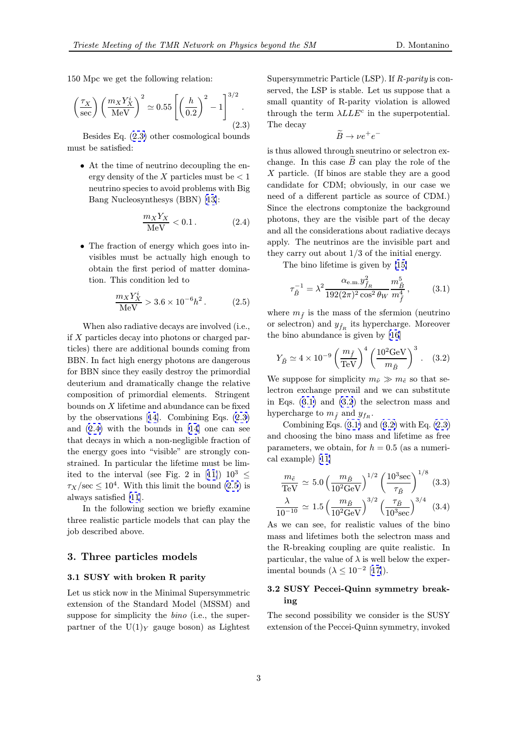150 Mpc we get the following relation:

$$\left(\frac{\tau_X}{\text{sec}}\right)\left(\frac{m_X Y_X^i}{\text{MeV}}\right)^2 \simeq 0.55\left[\left(\frac{h}{0.2}\right)^2 - 1\right]^{3/2}. \tag{2.3}$$

Besides Eq. (2.3) other cosmological bounds must be satisfied:

- At the time of neutrino decoupling the energy density of the $X$ particles must be $< 1$ neutrino species to avoid problems with Big Bang Nucleosynthesys (BBN) [13]:

$$\frac{m_X Y_X}{\text{MeV}} < 0.1\,. \tag{2.4}$$

- The fraction of energy which goes into invisibles must be actually high enough to obtain the first period of matter domination. This condition led to

$$\frac{m_X Y_X^i}{\text{MeV}} > 3.6\times 10^{-6} h^2\,. \tag{2.5}$$

When also radiative decays are involved (i.e., if $X$ particles decay into photons or charged particles) there are additional bounds coming from BBN. In fact high energy photons are dangerous for BBN since they easily destroy the primordial deuterium and dramatically change the relative composition of primordial elements. Stringent bounds on $X$ lifetime and abundance can be fixed by the observations [14]. Combining Eqs. (2.3) and (2.4) with the bounds in [14] one can see that decays in which a non-negligible fraction of the energy goes into "visible" are strongly constrained. In particular the lifetime must be limited to the interval (see Fig. 2 in [11]) $10^3 \leq \tau_X/\text{sec} \leq 10^4$. With this limit the bound (2.5) is always satisfied [11].

In the following section we briefly examine three realistic particle models that can play the job described above.

## 3. Three particles models

### 3.1 SUSY with broken R parity

Let us stick now in the Minimal Supersymmetric extension of the Standard Model (MSSM) and suppose for simplicity the *bino* (i.e., the superpartner of the $\text{U}(1)_Y$ gauge boson) as Lightest Supersymmetric Particle (LSP). If *R-parity* is conserved, the LSP is stable. Let us suppose that a small quantity of R-parity violation is allowed through the term $\lambda LLE^c$ in the superpotential. The decay

$$\widetilde{B} \to \nu e^+ e^-$$

is thus allowed through sneutrino or selectron exchange. In this case $\widetilde{B}$ can play the role of the $X$ particle. (If binos are stable they are a good candidate for CDM; obviously, in our case we need of a different particle as source of CDM.) Since the electrons comptonize the background photons, they are the visible part of the decay and all the considerations about radiative decays apply. The neutrinos are the invisible part and they carry out about 1/3 of the initial energy.

The bino lifetime is given by [15]

$$\tau_{\tilde{B}}^{-1} = \lambda^2 \frac{\alpha_{\text{e.m.}} y_{\tilde{f}_R}^2}{192(2\pi)^2\cos^2\theta_W}\frac{m_{\tilde{B}}^5}{m_{\tilde{f}}^4}\,, \tag{3.1}$$

where $m_{\tilde{f}}$ is the mass of the sfermion (neutrino or selectron) and $y_{\tilde{f}_R}$ its hypercharge. Moreover the bino abundance is given by [16]

$$Y_{\tilde{B}} \simeq 4\times 10^{-9}\left(\frac{m_{\tilde{f}}}{\text{TeV}}\right)^4\left(\frac{10^2\text{GeV}}{m_{\tilde{B}}}\right)^3. \tag{3.2}$$

We suppose for simplicity $m_{\tilde{\nu}} \gg m_{\tilde{e}}$ so that selectron exchange prevail and we can substitute in Eqs. (3.1) and (3.2) the selectron mass and hypercharge to $m_{\tilde{f}}$ and $y_{f_R}$.

Combining Eqs. (3.1) and (3.2) with Eq. (2.3) and choosing the bino mass and lifetime as free parameters, we obtain, for $h = 0.5$ (as a numerical example) [11]

$$\frac{m_{\tilde{e}}}{\text{TeV}} \simeq 5.0\left(\frac{m_{\tilde{B}}}{10^2\text{GeV}}\right)^{1/2}\left(\frac{10^3\text{sec}}{\tau_{\tilde{B}}}\right)^{1/8} \tag{3.3}$$

$$\frac{\lambda}{10^{-10}} \simeq 1.5\left(\frac{m_{\tilde{B}}}{10^2\text{GeV}}\right)^{3/2}\left(\frac{\tau_{\tilde{B}}}{10^3\text{sec}}\right)^{3/4} \tag{3.4}$$

As we can see, for realistic values of the bino mass and lifetimes both the selectron mass and the R-breaking coupling are quite realistic. In particular, the value of $\lambda$ is well below the experimental bounds ($\lambda \leq 10^{-2}$ [17]).

### 3.2 SUSY Peccei-Quinn symmetry breaking

The second possibility we consider is the SUSY extension of the Peccei-Quinn symmetry, invoked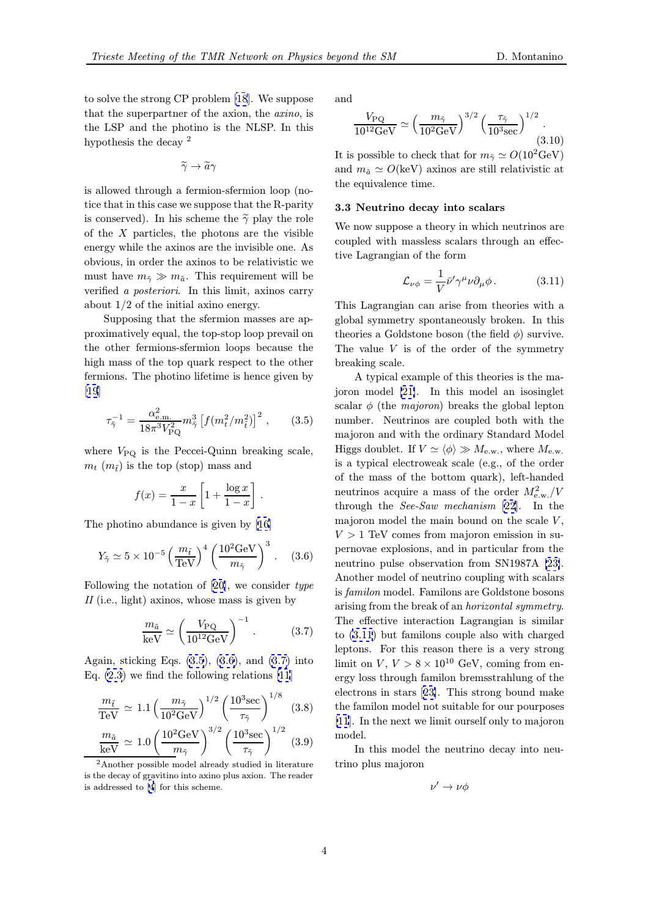to solve the strong CP problem [18]. We suppose that the superpartner of the axion, the *axino*, is the LSP and the photino is the NLSP. In this hypothesis the decay [2]

$$\widetilde{\gamma} \to \widetilde{a}\gamma$$

is allowed through a fermion-sfermion loop (notice that in this case we suppose that the R-parity is conserved). In his scheme the $\widetilde{\gamma}$ play the role of the $X$ particles, the photons are the visible energy while the axinos are the invisible one. As obvious, in order the axinos to be relativistic we must have $m_{\widetilde{\gamma}} \gg m_{\widetilde{a}}$. This requirement will be verified *a posteriori*. In this limit, axinos carry about 1/2 of the initial axino energy.

Supposing that the sfermion masses are approximately equal, the top-stop loop prevail on the other fermions-sfermion loops because the high mass of the top quark respect to the other fermions. The photino lifetime is hence given by [19]

$$\tau_{\widetilde{\gamma}}^{-1} = \frac{\alpha_{\rm e.m.}^2}{18\pi^3 V_{\rm PQ}^2} m_{\widetilde{\gamma}}^3 \left[ f(m_t^2/m_{\widetilde{t}}^2) \right]^2 , \qquad (3.5)$$

where $V_{\rm PQ}$ is the Peccei-Quinn breaking scale, $m_t$ ($m_{\widetilde{t}}$) is the top (stop) mass and

$$f(x) = \frac{x}{1-x} \left[ 1 + \frac{\log x}{1-x} \right] .$$

The photino abundance is given by [16]

$$Y_{\widetilde{\gamma}} \simeq 5 \times 10^{-5} \left( \frac{m_{\widetilde{t}}}{\rm TeV} \right)^4 \left( \frac{10^2 {\rm GeV}}{m_{\widetilde{\gamma}}} \right)^3 . \qquad (3.6)$$

Following the notation of [20], we consider *type II* (i.e., light) axinos, whose mass is given by

$$\frac{m_{\widetilde{a}}}{\rm keV} \simeq \left( \frac{V_{\rm PQ}}{10^{12} {\rm GeV}} \right)^{-1} . \qquad (3.7)$$

Again, sticking Eqs. (3.5), (3.6), and (3.7) into Eq. (2.3) we find the following relations [11]

$$\frac{m_{\widetilde{t}}}{\rm TeV} \simeq 1.1 \left( \frac{m_{\widetilde{\gamma}}}{10^2 {\rm GeV}} \right)^{1/2} \left( \frac{10^3 {\rm sec}}{\tau_{\widetilde{\gamma}}} \right)^{1/8} \qquad (3.8)$$

$$\frac{m_{\widetilde{a}}}{\rm keV} \simeq 1.0 \left( \frac{10^2 {\rm GeV}}{m_{\widetilde{\gamma}}} \right)^{3/2} \left( \frac{10^3 {\rm sec}}{\tau_{\widetilde{\gamma}}} \right)^{1/2} \qquad (3.9)$$

and

$$\frac{V_{\rm PQ}}{10^{12} {\rm GeV}} \simeq \left( \frac{m_{\widetilde{\gamma}}}{10^2 {\rm GeV}} \right)^{3/2} \left( \frac{\tau_{\widetilde{\gamma}}}{10^3 {\rm sec}} \right)^{1/2} . \qquad (3.10)$$

It is possible to check that for $m_{\widetilde{\gamma}} \simeq O(10^2 {\rm GeV})$ and $m_{\widetilde{a}} \simeq O({\rm keV})$ axinos are still relativistic at the equivalence time.

### 3.3 Neutrino decay into scalars

We now suppose a theory in which neutrinos are coupled with massless scalars through an effective Lagrangian of the form

$$\mathcal{L}_{\nu\phi} = \frac{1}{V} \bar{\nu}' \gamma^\mu \nu \partial_\mu \phi . \qquad (3.11)$$

This Lagrangian can arise from theories with a global symmetry spontaneously broken. In this theories a Goldstone boson (the field $\phi$) survive. The value $V$ is of the order of the symmetry breaking scale.

A typical example of this theories is the majoron model [21]. In this model an isosinglet scalar $\phi$ (the *majoron*) breaks the global lepton number. Neutrinos are coupled both with the majoron and with the ordinary Standard Model Higgs doublet. If $V \simeq \langle\phi\rangle \gg M_{\rm e.w.}$, where $M_{\rm e.w.}$ is a typical electroweak scale (e.g., of the order of the mass of the bottom quark), left-handed neutrinos acquire a mass of the order $M_{\rm e.w.}^2/V$ through the *See-Saw mechanism* [22]. In the majoron model the main bound on the scale $V$, $V > 1$ TeV comes from majoron emission in supernovae explosions, and in particular from the neutrino pulse observation from SN1987A [23]. Another model of neutrino coupling with scalars is *familon* model. Familons are Goldstone bosons arising from the break of an *horizontal symmetry*. The effective interaction Lagrangian is similar to (3.11) but familons couple also with charged leptons. For this reason there is a very strong limit on $V$, $V > 8 \times 10^{10}$ GeV, coming from energy loss through familon bremsstrahlung of the electrons in stars [23]. This strong bound make the familon model not suitable for our pourposes [11]. In the next we limit ourself only to majoron model.

In this model the neutrino decay into neutrino plus majoron

$$\nu' \to \nu\phi$$

[2] Another possible model already studied in literature is the decay of gravitino into axino plus axion. The reader is addressed to [4] for this scheme.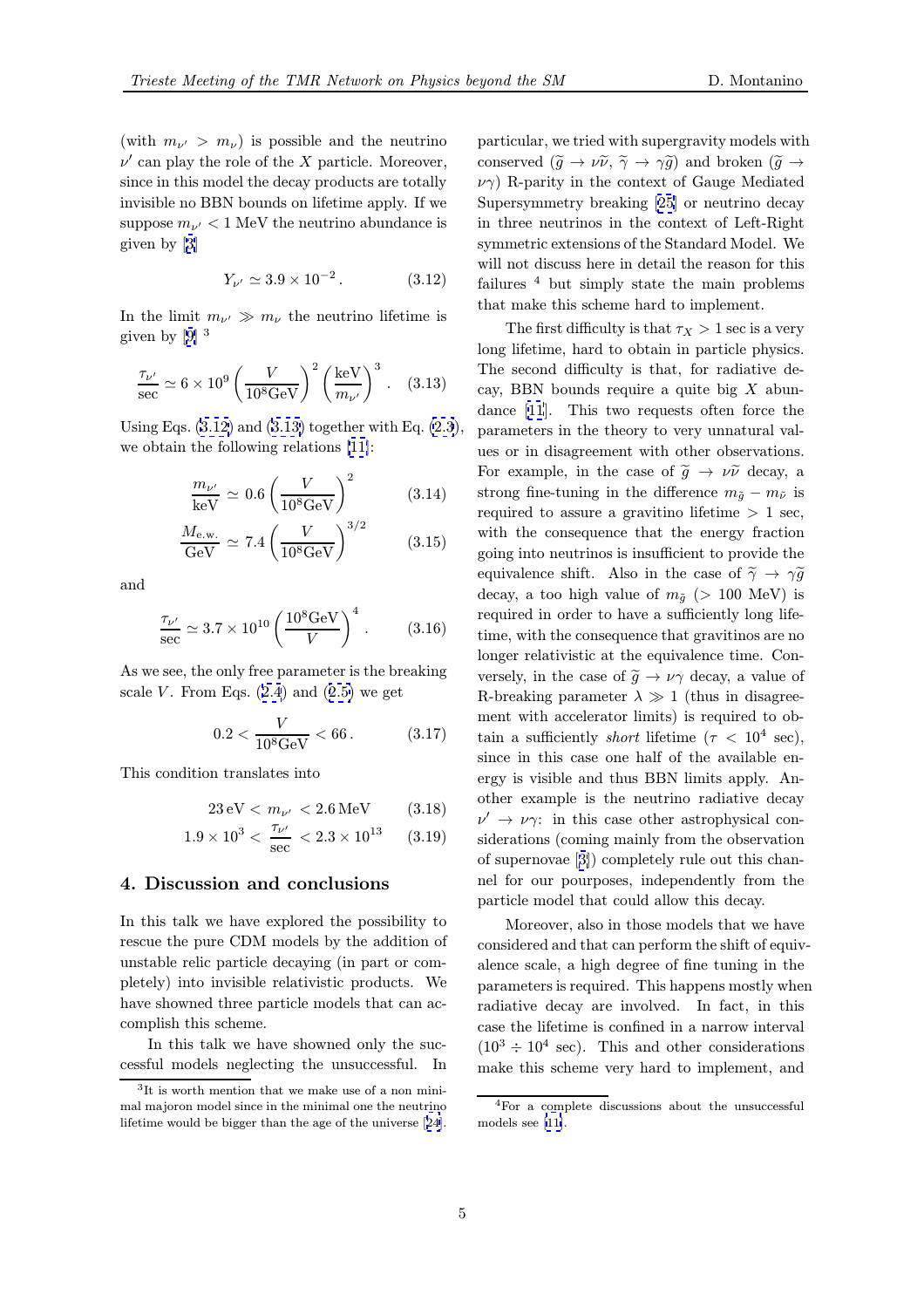(with $m_{\nu'} > m_\nu$) is possible and the neutrino $\nu'$ can play the role of the $X$ particle. Moreover, since in this model the decay products are totally invisible no BBN bounds on lifetime apply. If we suppose $m_{\nu'} < 1$ MeV the neutrino abundance is given by [3]

$$Y_{\nu'} \simeq 3.9 \times 10^{-2} \,. \tag{3.12}$$

In the limit $m_{\nu'} \gg m_\nu$ the neutrino lifetime is given by [9] [3]

$$\frac{\tau_{\nu'}}{\text{sec}} \simeq 6 \times 10^{9} \left(\frac{V}{10^8\text{GeV}}\right)^2 \left(\frac{\text{keV}}{m_{\nu'}}\right)^3 . \tag{3.13}$$

Using Eqs. (3.12) and (3.13) together with Eq. (2.3), we obtain the following relations [11]:

$$\frac{m_{\nu'}}{\text{keV}} \simeq 0.6 \left(\frac{V}{10^8\text{GeV}}\right)^2 \tag{3.14}$$

$$\frac{M_{\text{e.w.}}}{\text{GeV}} \simeq 7.4 \left(\frac{V}{10^8\text{GeV}}\right)^{3/2} \tag{3.15}$$

and

$$\frac{\tau_{\nu'}}{\text{sec}} \simeq 3.7 \times 10^{10} \left(\frac{10^8\text{GeV}}{V}\right)^4 . \tag{3.16}$$

As we see, the only free parameter is the breaking scale $V$. From Eqs. (2.4) and (2.5) we get

$$0.2 < \frac{V}{10^8\text{GeV}} < 66 \,. \tag{3.17}$$

This condition translates into

$$23\,\text{eV} < m_{\nu'} < 2.6\,\text{MeV} \tag{3.18}$$

$$1.9 \times 10^3 < \frac{\tau_{\nu'}}{\text{sec}} < 2.3 \times 10^{13} \tag{3.19}$$

## 4. Discussion and conclusions

In this talk we have explored the possibility to rescue the pure CDM models by the addition of unstable relic particle decaying (in part or completely) into invisible relativistic products. We have showned three particle models that can accomplish this scheme.

In this talk we have showned only the successful models neglecting the unsuccessful. In particular, we tried with supergravity models with conserved ($\widetilde{g} \to \nu\widetilde{\nu}$, $\widetilde{\gamma} \to \gamma\widetilde{g}$) and broken ($\widetilde{g} \to \nu\gamma$) R-parity in the context of Gauge Mediated Supersymmetry breaking [25] or neutrino decay in three neutrinos in the context of Left-Right symmetric extensions of the Standard Model. We will not discuss here in detail the reason for this failures [4] but simply state the main problems that make this scheme hard to implement.

The first difficulty is that $\tau_X > 1$ sec is a very long lifetime, hard to obtain in particle physics. The second difficulty is that, for radiative decay, BBN bounds require a quite big $X$ abundance [11]. This two requests often force the parameters in the theory to very unnatural values or in disagreement with other observations. For example, in the case of $\widetilde{g} \to \nu\widetilde{\nu}$ decay, a strong fine-tuning in the difference $m_{\widetilde{g}} - m_{\widetilde{\nu}}$ is required to assure a gravitino lifetime $> 1$ sec, with the consequence that the energy fraction going into neutrinos is insufficient to provide the equivalence shift. Also in the case of $\widetilde{\gamma} \to \gamma\widetilde{g}$ decay, a too high value of $m_{\widetilde{g}}$ ($> 100$ MeV) is required in order to have a sufficiently long lifetime, with the consequence that gravitinos are no longer relativistic at the equivalence time. Conversely, in the case of $\widetilde{g} \to \nu\gamma$ decay, a value of R-breaking parameter $\lambda \gg 1$ (thus in disagreement with accelerator limits) is required to obtain a sufficiently *short* lifetime ($\tau < 10^4$ sec), since in this case one half of the available energy is visible and thus BBN limits apply. Another example is the neutrino radiative decay $\nu' \to \nu\gamma$: in this case other astrophysical considerations (coming mainly from the observation of supernovae [3]) completely rule out this channel for our pourposes, independently from the particle model that could allow this decay.

Moreover, also in those models that we have considered and that can perform the shift of equivalence scale, a high degree of fine tuning in the parameters is required. This happens mostly when radiative decay are involved. In fact, in this case the lifetime is confined in a narrow interval ($10^3 \div 10^4$ sec). This and other considerations make this scheme very hard to implement, and

---

[3] It is worth mention that we make use of a non minimal majoron model since in the minimal one the neutrino lifetime would be bigger than the age of the universe [24].

[4] For a complete discussions about the unsuccessful models see [11].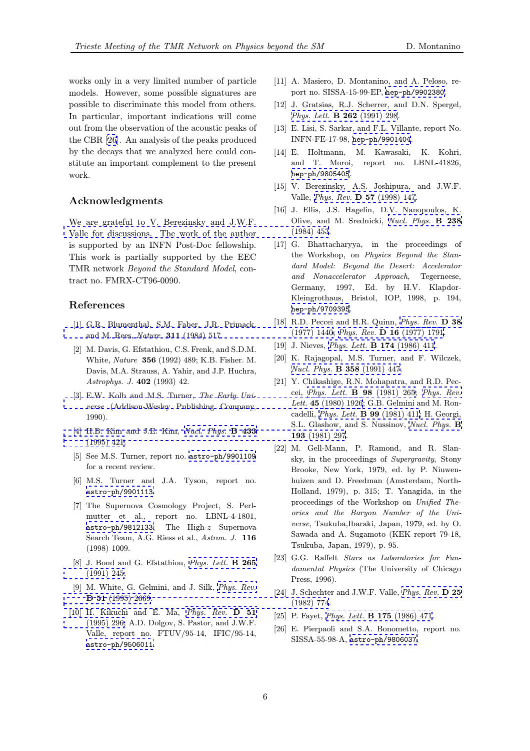works only in a very limited number of particle models. However, some possible signatures are possible to discriminate this model from others. In particular, important indications will come out from the observation of the acoustic peaks of the CBR [26]. An analysis of the peaks produced by the decays that we analyzed here could constitute an important complement to the present work.

## Acknowledgments

We are grateful to V. Berezinsky and J.W.F. Valle for discussions. The work of the author is supported by an INFN Post-Doc fellowship. This work is partially supported by the EEC TMR network *Beyond the Standard Model*, contract no. FMRX-CT96-0090.

## References

[1] G.R. Blumenthal, S.M. Faber, J.R. Primack, and M. Rees, *Nature* **311** (1984) 517.

[2] M. Davis, G. Efstathiou, C.S. Frenk, and S.D.M. White, *Nature* **356** (1992) 489; K.B. Fisher, M. Davis, M.A. Strauss, A. Yahir, and J.P. Huchra, *Astrophys. J.* **402** (1993) 42.

[3] E.W. Kolb and M.S. Turner, *The Early Universe* (Addison-Wesley Publishing Company, 1990).

[4] H.B. Kim and J.E. Kim, *Nucl. Phys.* **B 433** (1995) 421.

[5] See M.S. Turner, report no. astro-ph/9901109 for a recent review.

[6] M.S. Turner and J.A. Tyson, report no. astro-ph/9901113.

[7] The Supernova Cosmology Project, S. Perlmutter et al., report no. LBNL-4-1801, astro-ph/9812133; The High-$z$ Supernova Search Team, A.G. Riess et al., *Astron. J.* **116** (1998) 1009.

[8] J. Bond and G. Efstathiou, *Phys. Lett.* **B 265** (1991) 245.

[9] M. White, G. Gelmini, and J. Silk, *Phys. Rev.* **D 51** (1995) 2669.

[10] H. Kikuchi and E. Ma, *Phys. Rev.* **D 51** (1995) 296; A.D. Dolgov, S. Pastor, and J.W.F. Valle, report no. FTUV/95-14, IFIC/95-14, astro-ph/9506011.

[11] A. Masiero, D. Montanino, and A. Peloso, report no. SISSA-15-99-EP, hep-ph/9902380.

[12] J. Gratsias, R.J. Scherrer, and D.N. Spergel, *Phys. Lett.* **B 262** (1991) 298.

[13] E. Lisi, S. Sarkar, and F.L. Villante, report No. INFN-FE-17-98, hep-ph/9901404.

[14] E. Holtmann, M. Kawasaki, K. Kohri, and T. Moroi, report no. LBNL-41826, hep-ph/9805405.

[15] V. Berezinsky, A.S. Joshipura, and J.W.F. Valle, *Phys. Rev.* **D 57** (1998) 147.

[16] J. Ellis, J.S. Hagelin, D.V. Nanopoulos, K. Olive, and M. Srednicki, *Nucl. Phys.* **B 238** (1984) 453.

[17] G. Bhattacharyya, in the proceedings of the Workshop, on *Physics Beyond the Standard Model: Beyond the Desert: Accelerator and Nonaccelerator Approach*, Tegerneese, Germany, 1997, Ed. by H.V. Klapdor-Kleingrothaus, Bristol, IOP, 1998, p. 194, hep-ph/9709395.

[18] R.D. Peccei and H.R. Quinn, *Phys. Rev.* **D 38** (1977) 1440; *Phys. Rev.* **D 16** (1977) 1791.

[19] J. Nieves, *Phys. Lett.* **B 174** (1986) 411.

[20] K. Rajagopal, M.S. Turner, and F. Wilczek, *Nucl. Phys.* **B 358** (1991) 447.

[21] Y. Chikashige, R.N. Mohapatra, and R.D. Peccei, *Phys. Lett.* **B 98** (1981) 265; *Phys. Rev. Lett.* **45** (1980) 1926; G.B. Gelmini and M. Roncadelli, *Phys. Lett.* **B 99** (1981) 411; H. Georgi, S.L. Glashow, and S. Nussinov, *Nucl. Phys.* **B 193** (1981) 297.

[22] M. Gell-Mann, P. Ramond, and R. Slansky, in the proceedings of *Supergravity*, Stony Brooke, New York, 1979, ed. by P. Niuwenhuizen and D. Freedman (Amsterdam, North-Holland, 1979), p. 315; T. Yanagida, in the proceedings of the Workshop on *Unified Theories and the Baryon Number of the Universe*, Tsukuba,Ibaraki, Japan, 1979, ed. by O. Sawada and A. Sugamoto (KEK report 79-18, Tsukuba, Japan, 1979), p. 95.

[23] G.G. Raffelt *Stars as Laboratories for Fundamental Physics* (The University of Chicago Press, 1996).

[24] J. Schechter and J.W.F. Valle, *Phys. Rev.* **D 25** (1982) 774.

[25] P. Fayet, *Phys. Lett.* **B 175** (1986) 471.

[26] E. Pierpaoli and S.A. Bonometto, report no. SISSA-55-98-A, astro-ph/9806037.